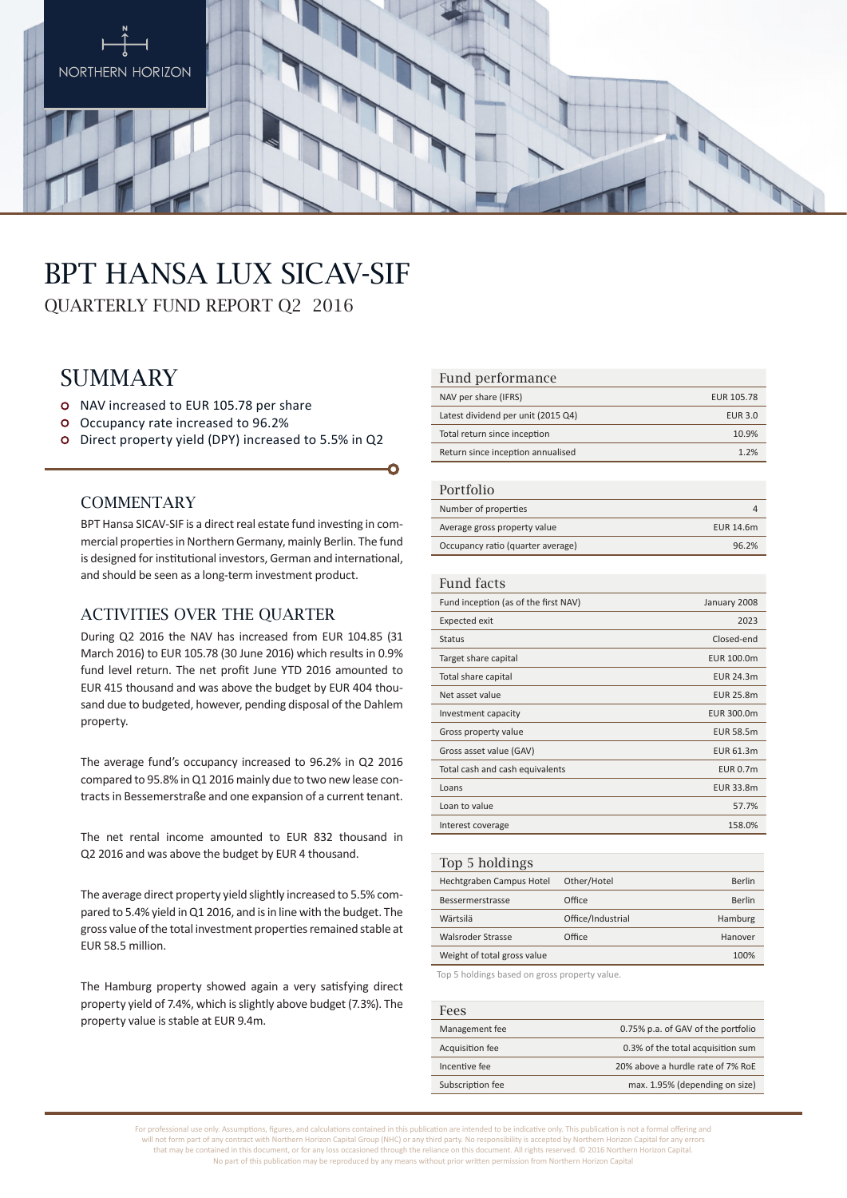NORTHERN HORIZON

# BPT HANSA LUX SICAV-SIF

QUARTERLY FUND REPORT Q2 2016

## SUMMARY

- NAV increased to EUR 105.78 per share
- Occupancy rate increased to 96.2%
- Direct property yield (DPY) increased to 5.5% in Q2

### COMMENTARY

BPT Hansa SICAV-SIF is a direct real estate fund investing in commercial properties in Northern Germany, mainly Berlin. The fund is designed for institutional investors, German and international, and should be seen as a long-term investment product.

### ACTIVITIES OVER THE QUARTER

During Q2 2016 the NAV has increased from EUR 104.85 (31 March 2016) to EUR 105.78 (30 June 2016) which results in 0.9% fund level return. The net profit June YTD 2016 amounted to EUR 415 thousand and was above the budget by EUR 404 thousand due to budgeted, however, pending disposal of the Dahlem property.

The average fund's occupancy increased to 96.2% in Q2 2016 compared to 95.8% in Q1 2016 mainly due to two new lease contracts in Bessemerstraße and one expansion of a current tenant.

The net rental income amounted to EUR 832 thousand in Q2 2016 and was above the budget by EUR 4 thousand.

The average direct property yield slightly increased to 5.5% compared to 5.4% yield in Q1 2016, and is in line with the budget. The gross value of the total investment properties remained stable at EUR 58.5 million.

The Hamburg property showed again a very satisfying direct property yield of 7.4%, which is slightly above budget (7.3%). The property value is stable at EUR 9.4m.

| Fund performance | |
|---|---|
| NAV per share (IFRS) | EUR 105.78 |
| Latest dividend per unit (2015 Q4) | EUR 3.0 |
| Total return since inception | 10.9% |
| Return since inception annualised | 1.2% |

| Portfolio | |
|---|---|
| Number of properties | 4 |
| Average gross property value | EUR 14.6m |
| Occupancy ratio (quarter average) | 96.2% |

| Fund facts | |
|---|---|
| Fund inception (as of the first NAV) | January 2008 |
| Expected exit | 2023 |
| Status | Closed-end |
| Target share capital | EUR 100.0m |
| Total share capital | EUR 24.3m |
| Net asset value | EUR 25.8m |
| Investment capacity | EUR 300.0m |
| Gross property value | EUR 58.5m |
| Gross asset value (GAV) | EUR 61.3m |
| Total cash and cash equivalents | EUR 0.7m |
| Loans | EUR 33.8m |
| Loan to value | 57.7% |
| Interest coverage | 158.0% |

| Top 5 holdings | | |
|---|---|---|
| Hechtgraben Campus Hotel | Other/Hotel | Berlin |
| Bessermerstrasse | Office | Berlin |
| Wärtsilä | Office/Industrial | Hamburg |
| Walsroder Strasse | Office | Hanover |
| Weight of total gross value | | 100% |

Top 5 holdings based on gross property value.

| Fees | |
|---|---|
| Management fee | 0.75% p.a. of GAV of the portfolio |
| Acquisition fee | 0.3% of the total acquisition sum |
| Incentive fee | 20% above a hurdle rate of 7% RoE |
| Subscription fee | max. 1.95% (depending on size) |

For professional use only. Assumptions, figures, and calculations contained in this publication are intended to be indicative only. This publication is not a formal offering and will not form part of any contract with Northern Horizon Capital Group (NHC) or any third party. No responsibility is accepted by Northern Horizon Capital for any errors that may be contained in this document, or for any loss occasioned through the reliance on this document. All rights reserved. © 2016 Northern Horizon Capital. No part of this publication may be reproduced by any means without prior written permission from Northern Horizon Capital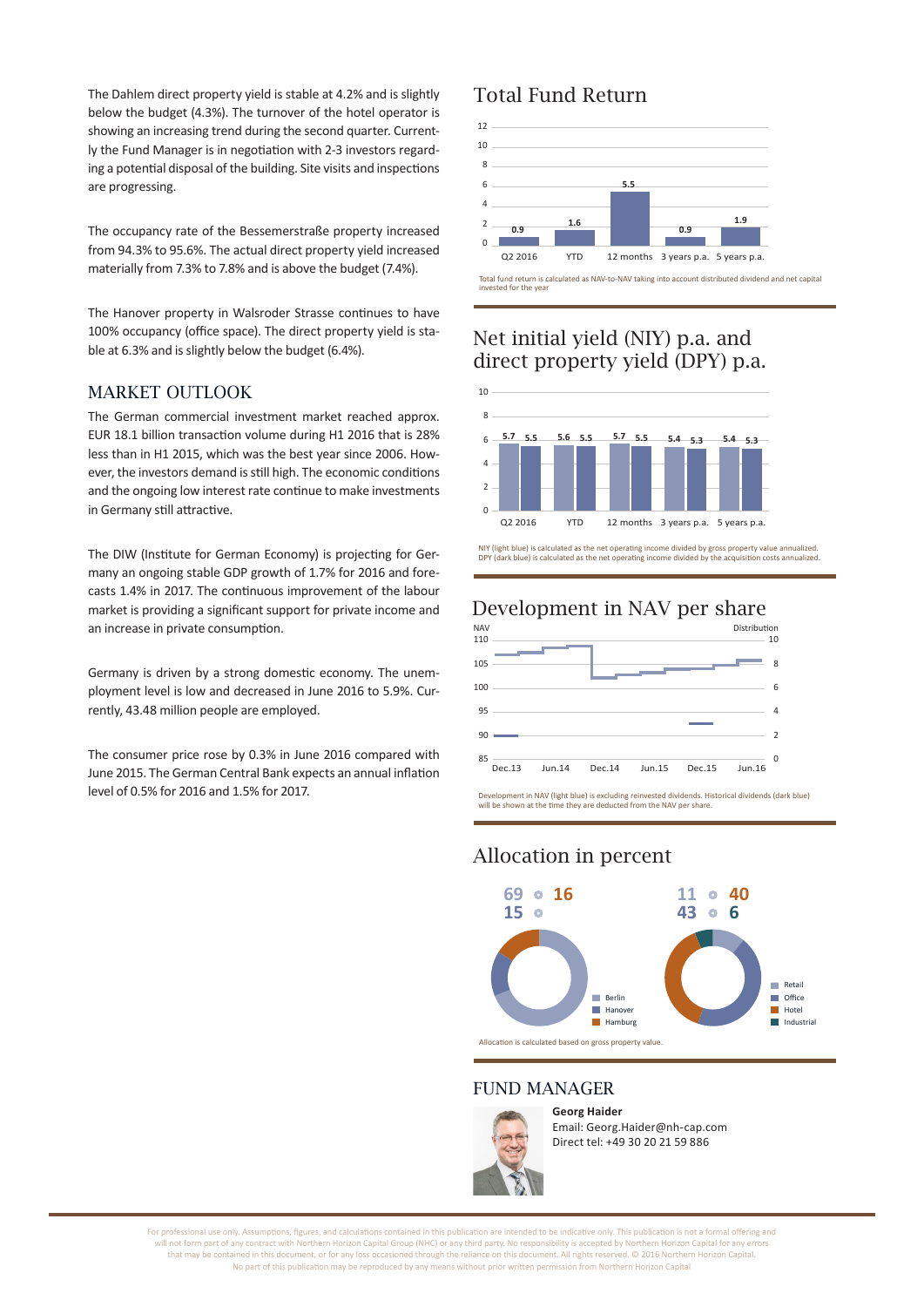The Dahlem direct property yield is stable at 4.2% and is slightly below the budget (4.3%). The turnover of the hotel operator is showing an increasing trend during the second quarter. Currently the Fund Manager is in negotiation with 2-3 investors regarding a potential disposal of the building. Site visits and inspections are progressing.

The occupancy rate of the Bessemerstraße property increased from 94.3% to 95.6%. The actual direct property yield increased materially from 7.3% to 7.8% and is above the budget (7.4%).

The Hanover property in Walsroder Strasse continues to have 100% occupancy (office space). The direct property yield is stable at 6.3% and is slightly below the budget (6.4%).

## MARKET OUTLOOK

The German commercial investment market reached approx. EUR 18.1 billion transaction volume during H1 2016 that is 28% less than in H1 2015, which was the best year since 2006. However, the investors demand is still high. The economic conditions and the ongoing low interest rate continue to make investments in Germany still attractive.

The DIW (Institute for German Economy) is projecting for Germany an ongoing stable GDP growth of 1.7% for 2016 and forecasts 1.4% in 2017. The continuous improvement of the labour market is providing a significant support for private income and an increase in private consumption.

Germany is driven by a strong domestic economy. The unemployment level is low and decreased in June 2016 to 5.9%. Currently, 43.48 million people are employed.

The consumer price rose by 0.3% in June 2016 compared with June 2015. The German Central Bank expects an annual inflation level of 0.5% for 2016 and 1.5% for 2017.

## Total Fund Return

12
10
8
6
4
2
0

0.9 1.6 5.5 0.9 1.9

Q2 2016 YTD 12 months 3 years p.a. 5 years p.a.

Total fund return is calculated as NAV-to-NAV taking into account distributed dividend and net capital invested for the year

## Net initial yield (NIY) p.a. and direct property yield (DPY) p.a.

10
8
6
4
2
0

5.7 5.5 5.6 5.5 5.7 5.5 5.4 5.3 5.4 5.3

Q2 2016 YTD 12 months 3 years p.a. 5 years p.a.

NIY (light blue) is calculated as the net operating income divided by gross property value annualized.
DPY (dark blue) is calculated as the net operating income divided by the acquisition costs annualized.

## Development in NAV per share

NAV
110
105
100
95
90
85

Distribution
10
8
6
4
2
0

Dec.13 Jun.14 Dec.14 Jun.15 Dec.15 Jun.16

Development in NAV (light blue) is excluding reinvested dividends. Historical dividends (dark blue) will be shown at the time they are deducted from the NAV per share.

## Allocation in percent

69 16
15

Berlin
Hanover
Hamburg

11 40
43 6

Retail
Office
Hotel
Industrial

Allocation is calculated based on gross property value.

## FUND MANAGER

**Georg Haider**
Email: Georg.Haider@nh-cap.com
Direct tel: +49 30 20 21 59 886

For professional use only. Assumptions, figures, and calculations contained in this publication are intended to be indicative only. This publication is not a formal offering and will not form part of any contract with Northern Horizon Capital Group (NHC) or any third party. No responsibility is accepted by Northern Horizon Capital for any errors that may be contained in this document, or for any loss occasioned through the reliance on this document. All rights reserved. © 2016 Northern Horizon Capital. No part of this publication may be reproduced by any means without prior written permission from Northern Horizon Capital